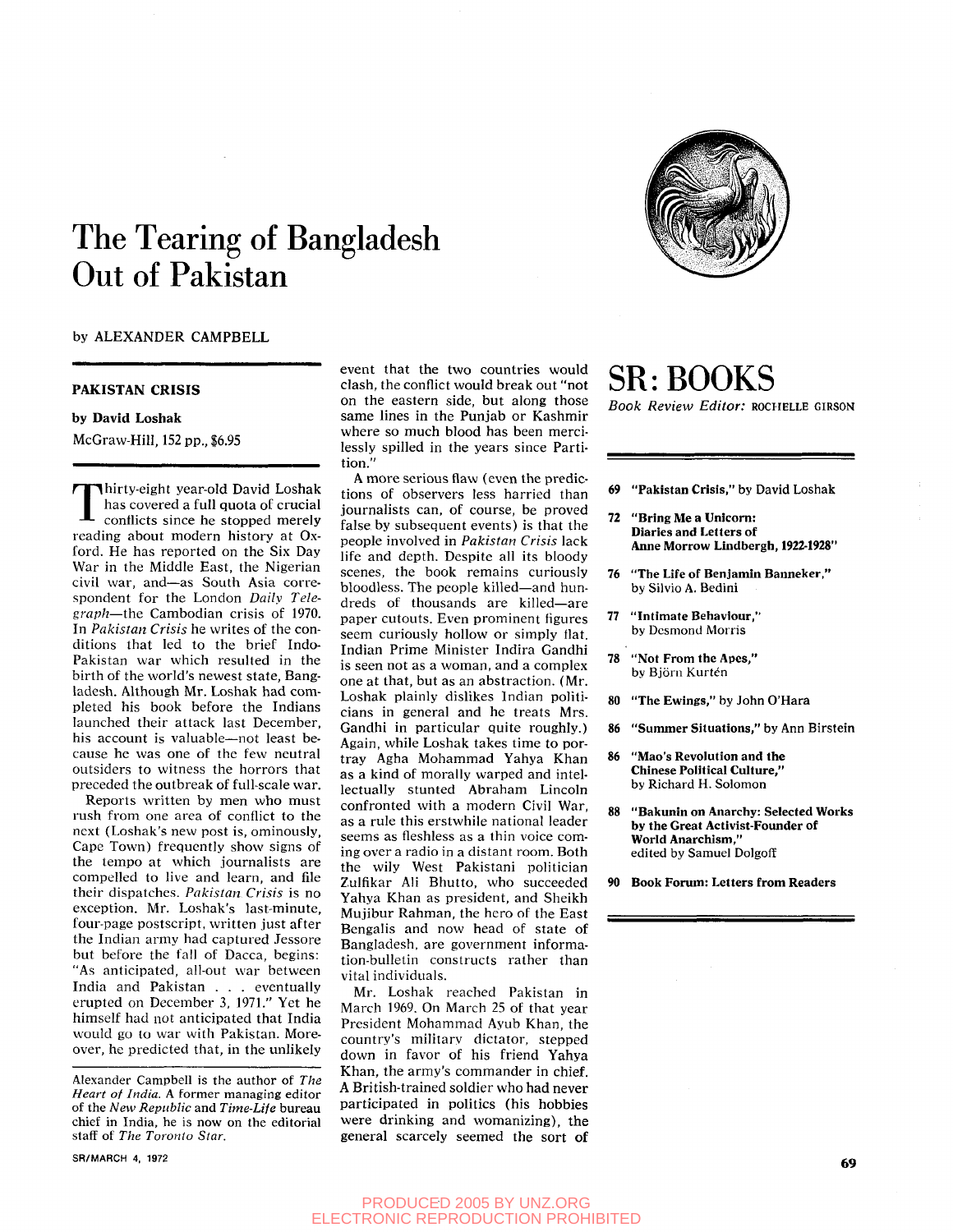# The Tearing of Bangladesh Out of Pakistan

by ALEXANDER CAMPBELL

**PAKISTAN CRISIS**

**by David Loshak**

McGraw-Hill, 152 pp., $6.95

Thirty-eight year-old David Loshak has covered a full quota of crucial conflicts since he stopped merely reading about modern history at Oxford. He has reported on the Six Day War in the Middle East, the Nigerian civil war, and—as South Asia correspondent for the London *Daily Telegraph*—the Cambodian crisis of 1970. In *Pakistan Crisis* he writes of the conditions that led to the brief Indo-Pakistan war which resulted in the birth of the world's newest state, Bangladesh. Although Mr. Loshak had completed his book before the Indians launched their attack last December, his account is valuable—not least because he was one of the few neutral outsiders to witness the horrors that preceded the outbreak of full-scale war.

Reports written by men who must rush from one area of conflict to the next (Loshak's new post is, ominously, Cape Town) frequently show signs of the tempo at which journalists are compelled to live and learn, and file their dispatches. *Pakistan Crisis* is no exception. Mr. Loshak's last-minute, four-page postscript, written just after the Indian army had captured Jessore but before the fall of Dacca, begins: "As anticipated, all-out war between India and Pakistan . . . eventually erupted on December 3, 1971." Yet he himself had not anticipated that India would go to war with Pakistan. Moreover, he predicted that, in the unlikely event that the two countries would clash, the conflict would break out "not on the eastern side, but along those same lines in the Punjab or Kashmir where so much blood has been mercilessly spilled in the years since Partition."

A more serious flaw (even the predictions of observers less harried than journalists can, of course, be proved false by subsequent events) is that the people involved in *Pakistan Crisis* lack life and depth. Despite all its bloody scenes, the book remains curiously bloodless. The people killed—and hundreds of thousands are killed—are paper cutouts. Even prominent figures seem curiously hollow or simply flat. Indian Prime Minister Indira Gandhi is seen not as a woman, and a complex one at that, but as an abstraction. (Mr. Loshak plainly dislikes Indian politicians in general and he treats Mrs. Gandhi in particular quite roughly.) Again, while Loshak takes time to portray Agha Mohammad Yahya Khan as a kind of morally warped and intellectually stunted Abraham Lincoln confronted with a modern Civil War, as a rule this erstwhile national leader seems as fleshless as a thin voice coming over a radio in a distant room. Both the wily West Pakistani politician Zulfikar Ali Bhutto, who succeeded Yahya Khan as president, and Sheikh Mujibur Rahman, the hero of the East Bengalis and now head of state of Bangladesh, are government information-bulletin constructs rather than vital individuals.

Mr. Loshak reached Pakistan in March 1969. On March 25 of that year President Mohammad Ayub Khan, the country's military dictator, stepped down in favor of his friend Yahya Khan, the army's commander in chief. A British-trained soldier who had never participated in politics (his hobbies were drinking and womanizing), the general scarcely seemed the sort of

*Alexander Campbell is the author of* The Heart of India. *A former managing editor of the* New Republic *and* Time-Life *bureau chief in India, he is now on the editorial staff of* The Toronto Star.

# SR: BOOKS

*Book Review Editor:* ROCHELLE GIRSON

- **69** **"Pakistan Crisis," by David Loshak**
- **72** **"Bring Me a Unicorn: Diaries and Letters of Anne Morrow Lindbergh, 1922-1928"**
- **76** **"The Life of Benjamin Banneker,"** by Silvio A. Bedini
- **77** **"Intimate Behaviour,"** by Desmond Morris
- **78** **"Not From the Apes,"** by Björn Kurtén
- **80** **"The Ewings," by John O'Hara**
- **86** **"Summer Situations," by Ann Birstein**
- **86** **"Mao's Revolution and the Chinese Political Culture,"** by Richard H. Solomon
- **88** **"Bakunin on Anarchy: Selected Works by the Great Activist-Founder of World Anarchism,"** edited by Samuel Dolgoff
- **90** **Book Forum: Letters from Readers**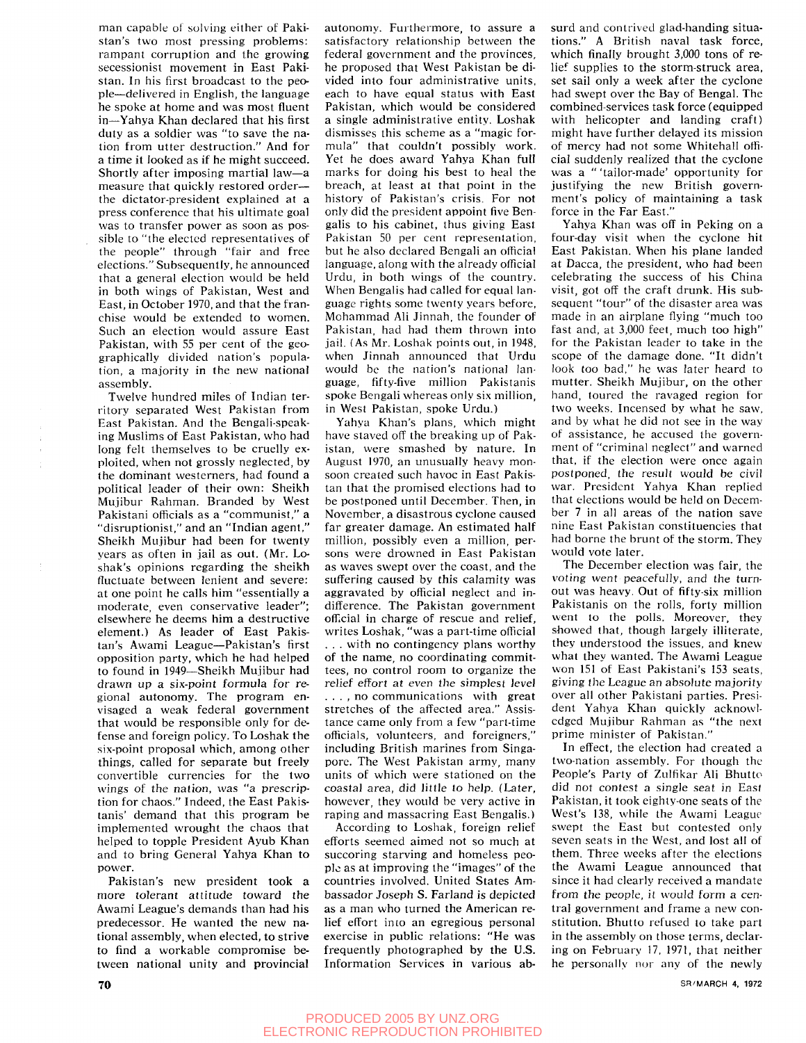man capable of solving either of Pakistan's two most pressing problems: rampant corruption and the growing secessionist movement in East Pakistan. In his first broadcast to the people—delivered in English, the language he spoke at home and was most fluent in—Yahya Khan declared that his first duty as a soldier was "to save the nation from utter destruction." And for a time it looked as if he might succeed. Shortly after imposing martial law—a measure that quickly restored order—the dictator-president explained at a press conference that his ultimate goal was to transfer power as soon as possible to "the elected representatives of the people" through "fair and free elections." Subsequently, he announced that a general election would be held in both wings of Pakistan, West and East, in October 1970, and that the franchise would be extended to women. Such an election would assure East Pakistan, with 55 per cent of the geographically divided nation's population, a majority in the new national assembly.

Twelve hundred miles of Indian territory separated West Pakistan from East Pakistan. And the Bengali-speaking Muslims of East Pakistan, who had long felt themselves to be cruelly exploited, when not grossly neglected, by the dominant westerners, had found a political leader of their own: Sheikh Mujibur Rahman. Branded by West Pakistani officials as a "communist," a "disruptionist," and an "Indian agent," Sheikh Mujibur had been for twenty years as often in jail as out. (Mr. Loshak's opinions regarding the sheikh fluctuate between lenient and severe: at one point he calls him "essentially a moderate, even conservative leader"; elsewhere he deems him a destructive element.) As leader of East Pakistan's Awami League—Pakistan's first opposition party, which he had helped to found in 1949—Sheikh Mujibur had drawn up a six-point formula for regional autonomy. The program envisaged a weak federal government that would be responsible only for defense and foreign policy. To Loshak the six-point proposal which, among other things, called for separate but freely convertible currencies for the two wings of the nation, was "a prescription for chaos." Indeed, the East Pakistanis' demand that this program be implemented wrought the chaos that helped to topple President Ayub Khan and to bring General Yahya Khan to power.

Pakistan's new president took a more tolerant attitude toward the Awami League's demands than had his predecessor. He wanted the new national assembly, when elected, to strive to find a workable compromise between national unity and provincial autonomy. Furthermore, to assure a satisfactory relationship between the federal government and the provinces, he proposed that West Pakistan be divided into four administrative units, each to have equal status with East Pakistan, which would be considered a single administrative entity. Loshak dismisses this scheme as a "magic formula" that couldn't possibly work. Yet he does award Yahya Khan full marks for doing his best to heal the breach, at least at that point in the history of Pakistan's crisis. For not only did the president appoint five Bengalis to his cabinet, thus giving East Pakistan 50 per cent representation, but he also declared Bengali an official language, along with the already official Urdu, in both wings of the country. When Bengalis had called for equal language rights some twenty years before, Mohammad Ali Jinnah, the founder of Pakistan, had had them thrown into jail. (As Mr. Loshak points out, in 1948, when Jinnah announced that Urdu would be the nation's national language, fifty-five million Pakistanis spoke Bengali whereas only six million, in West Pakistan, spoke Urdu.)

Yahya Khan's plans, which might have staved off the breaking up of Pakistan, were smashed by nature. In August 1970, an unusually heavy monsoon created such havoc in East Pakistan that the promised elections had to be postponed until December. Then, in November, a disastrous cyclone caused far greater damage. An estimated half million, possibly even a million, persons were drowned in East Pakistan as waves swept over the coast, and the suffering caused by this calamity was aggravated by official neglect and indifference. The Pakistan government official in charge of rescue and relief, writes Loshak, "was a part-time official . . . with no contingency plans worthy of the name, no coordinating committees, no control room to organize the relief effort at even the simplest level . . . , no communications with great stretches of the affected area." Assistance came only from a few "part-time officials, volunteers, and foreigners," including British marines from Singapore. The West Pakistan army, many units of which were stationed on the coastal area, did little to help. (Later, however, they would be very active in raping and massacring East Bengalis.)

According to Loshak, foreign relief efforts seemed aimed not so much at succoring starving and homeless people as at improving the "images" of the countries involved. United States Ambassador Joseph S. Farland is depicted as a man who turned the American relief effort into an egregious personal exercise in public relations: "He was frequently photographed by the U.S. Information Services in various absurd and contrived glad-handing situations." A British naval task force, which finally brought 3,000 tons of relief supplies to the storm-struck area, set sail only a week after the cyclone had swept over the Bay of Bengal. The combined-services task force (equipped with helicopter and landing craft) might have further delayed its mission of mercy had not some Whitehall official suddenly realized that the cyclone was a " 'tailor-made' opportunity for justifying the new British government's policy of maintaining a task force in the Far East."

Yahya Khan was off in Peking on a four-day visit when the cyclone hit East Pakistan. When his plane landed at Dacca, the president, who had been celebrating the success of his China visit, got off the craft drunk. His subsequent "tour" of the disaster area was made in an airplane flying "much too fast and, at 3,000 feet, much too high" for the Pakistan leader to take in the scope of the damage done. "It didn't look too bad," he was later heard to mutter. Sheikh Mujibur, on the other hand, toured the ravaged region for two weeks. Incensed by what he saw, and by what he did not see in the way of assistance, he accused the government of "criminal neglect" and warned that, if the election were once again postponed, the result would be civil war. President Yahya Khan replied that elections would be held on December 7 in all areas of the nation save nine East Pakistan constituencies that had borne the brunt of the storm. They would vote later.

The December election was fair, the voting went peacefully, and the turnout was heavy. Out of fifty-six million Pakistanis on the rolls, forty million went to the polls. Moreover, they showed that, though largely illiterate, they understood the issues, and knew what they wanted. The Awami League won 151 of East Pakistani's 153 seats, giving the League an absolute majority over all other Pakistani parties. President Yahya Khan quickly acknowledged Mujibur Rahman as "the next prime minister of Pakistan."

In effect, the election had created a two-nation assembly. For though the People's Party of Zulfikar Ali Bhutto did not contest a single seat in East Pakistan, it took eighty-one seats of the West's 138, while the Awami League swept the East but contested only seven seats in the West, and lost all of them. Three weeks after the elections the Awami League announced that since it had clearly received a mandate from the people, it would form a central government and frame a new constitution. Bhutto refused to take part in the assembly on those terms, declaring on February 17, 1971, that neither he personally nor any of the newly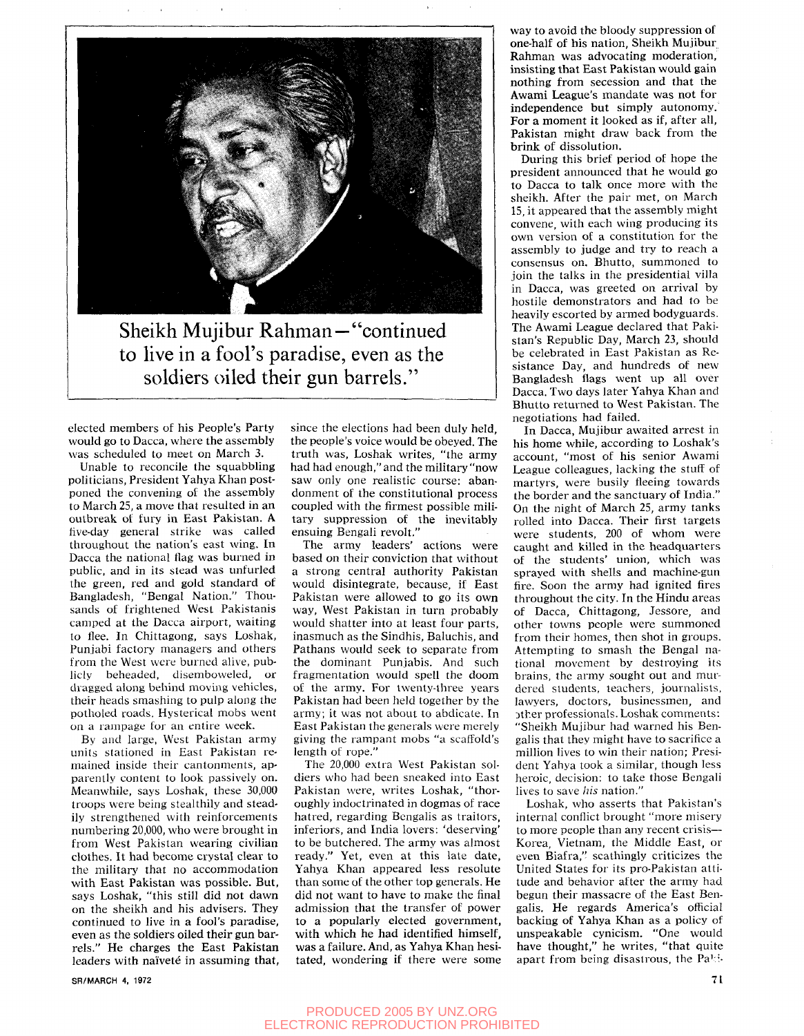Sheikh Mujibur Rahman—"continued to live in a fool's paradise, even as the soldiers oiled their gun barrels."

elected members of his People's Party would go to Dacca, where the assembly was scheduled to meet on March 3.

Unable to reconcile the squabbling politicians, President Yahya Khan postponed the convening of the assembly to March 25, a move that resulted in an outbreak of fury in East Pakistan. A five-day general strike was called throughout the nation's east wing. In Dacca the national flag was burned in public, and in its stead was unfurled the green, red and gold standard of Bangladesh, "Bengal Nation." Thousands of frightened West Pakistanis camped at the Dacca airport, waiting to flee. In Chittagong, says Loshak, Punjabi factory managers and others from the West were burned alive, publicly beheaded, disemboweled, or dragged along behind moving vehicles, their heads smashing to pulp along the potholed roads. Hysterical mobs went on a rampage for an entire week.

By and large, West Pakistan army units stationed in East Pakistan remained inside their cantonments, apparently content to look passively on. Meanwhile, says Loshak, these 30,000 troops were being stealthily and steadily strengthened with reinforcements numbering 20,000, who were brought in from West Pakistan wearing civilian clothes. It had become crystal clear to the military that no accommodation with East Pakistan was possible. But, says Loshak, "this still did not dawn on the sheikh and his advisers. They continued to live in a fool's paradise, even as the soldiers oiled their gun barrels." He charges the East Pakistan leaders with naïveté in assuming that, since the elections had been duly held, the people's voice would be obeyed. The truth was, Loshak writes, "the army had had enough," and the military "now saw only one realistic course: abandonment of the constitutional process coupled with the firmest possible military suppression of the inevitably ensuing Bengali revolt."

The army leaders' actions were based on their conviction that without a strong central authority Pakistan would disintegrate, because, if East Pakistan were allowed to go its own way, West Pakistan in turn probably would shatter into at least four parts, inasmuch as the Sindhis, Baluchis, and Pathans would seek to separate from the dominant Punjabis. And such fragmentation would spell the doom of the army. For twenty-three years Pakistan had been held together by the army; it was not about to abdicate. In East Pakistan the generals were merely giving the rampant mobs "a scaffold's length of rope."

The 20,000 extra West Pakistan soldiers who had been sneaked into East Pakistan were, writes Loshak, "thoroughly indoctrinated in dogmas of race hatred, regarding Bengalis as traitors, inferiors, and India lovers: 'deserving' to be butchered. The army was almost ready." Yet, even at this late date, Yahya Khan appeared less resolute than some of the other top generals. He did not want to have to make the final admission that the transfer of power to a popularly elected government, with which he had identified himself, was a failure. And, as Yahya Khan hesitated, wondering if there were some way to avoid the bloody suppression of one-half of his nation, Sheikh Mujibur Rahman was advocating moderation, insisting that East Pakistan would gain nothing from secession and that the Awami League's mandate was not for independence but simply autonomy. For a moment it looked as if, after all, Pakistan might draw back from the brink of dissolution.

During this brief period of hope the president announced that he would go to Dacca to talk once more with the sheikh. After the pair met, on March 15, it appeared that the assembly might convene, with each wing producing its own version of a constitution for the assembly to judge and try to reach a consensus on. Bhutto, summoned to join the talks in the presidential villa in Dacca, was greeted on arrival by hostile demonstrators and had to be heavily escorted by armed bodyguards. The Awami League declared that Pakistan's Republic Day, March 23, should be celebrated in East Pakistan as Resistance Day, and hundreds of new Bangladesh flags went up all over Dacca. Two days later Yahya Khan and Bhutto returned to West Pakistan. The negotiations had failed.

In Dacca, Mujibur awaited arrest in his home while, according to Loshak's account, "most of his senior Awami League colleagues, lacking the stuff of martyrs, were busily fleeing towards the border and the sanctuary of India." On the night of March 25, army tanks rolled into Dacca. Their first targets were students, 200 of whom were caught and killed in the headquarters of the students' union, which was sprayed with shells and machine-gun fire. Soon the army had ignited fires throughout the city. In the Hindu areas of Dacca, Chittagong, Jessore, and other towns people were summoned from their homes, then shot in groups. Attempting to smash the Bengal national movement by destroying its brains, the army sought out and murdered students, teachers, journalists, lawyers, doctors, businessmen, and other professionals. Loshak comments: "Sheikh Mujibur had warned his Bengalis that they might have to sacrifice a million lives to win their nation; President Yahya took a similar, though less heroic, decision: to take those Bengali lives to save *his* nation."

Loshak, who asserts that Pakistan's internal conflict brought "more misery to more people than any recent crisis—Korea, Vietnam, the Middle East, or even Biafra," scathingly criticizes the United States for its pro-Pakistan attitude and behavior after the army had begun their massacre of the East Bengalis. He regards America's official backing of Yahya Khan as a policy of unspeakable cynicism. "One would have thought," he writes, "that quite apart from being disastrous, the Paki-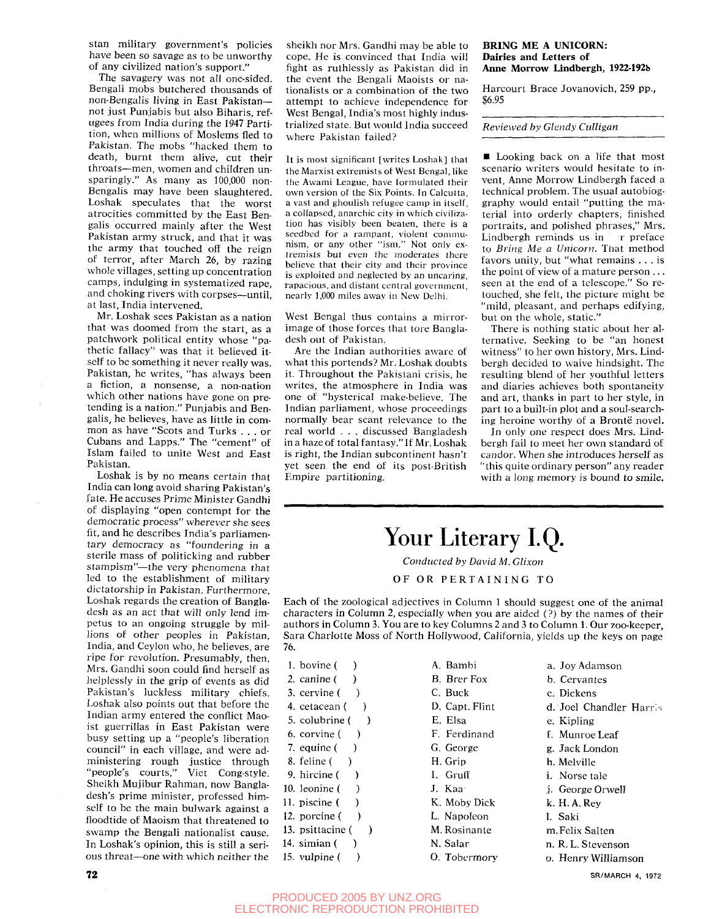stan military government's policies have been so savage as to be unworthy of any civilized nation's support."

The savagery was not all one-sided. Bengali mobs butchered thousands of non-Bengalis living in East Pakistan—not just Punjabis but also Biharis, refugees from India during the 1947 Partition, when millions of Moslems fled to Pakistan. The mobs "hacked them to death, burnt them alive, cut their throats—men, women and children unsparingly." As many as 100,000 non-Bengalis may have been slaughtered. Loshak speculates that the worst atrocities committed by the East Bengalis occurred mainly after the West Pakistan army struck, and that it was the army that touched off the reign of terror, after March 26, by razing whole villages, setting up concentration camps, indulging in systematized rape, and choking rivers with corpses—until, at last, India intervened.

Mr. Loshak sees Pakistan as a nation that was doomed from the start, as a patchwork political entity whose "pathetic fallacy" was that it believed itself to be something it never really was. Pakistan, he writes, "has always been a fiction, a nonsense, a non-nation which other nations have gone on pretending is a nation." Punjabis and Bengalis, he believes, have as little in common as have "Scots and Turks . . . or Cubans and Lapps." The "cement" of Islam failed to unite West and East Pakistan.

Loshak is by no means certain that India can long avoid sharing Pakistan's fate. He accuses Prime Minister Gandhi of displaying "open contempt for the democratic process" wherever she sees fit, and he describes India's parliamentary democracy as "foundering in a sterile mass of politicking and rubber stampism"—the very phenomena that led to the establishment of military dictatorship in Pakistan. Furthermore, Loshak regards the creation of Bangladesh as an act that will only lend impetus to an ongoing struggle by millions of other peoples in Pakistan, India, and Ceylon who, he believes, are ripe for revolution. Presumably, then, Mrs. Gandhi soon could find herself as helplessly in the grip of events as did Pakistan's luckless military chiefs. Loshak also points out that before the Indian army entered the conflict Maoist guerrillas in East Pakistan were busy setting up a "people's liberation council" in each village, and were administering rough justice through "people's courts," Viet Cong-style. Sheikh Mujibur Rahman, now Bangladesh's prime minister, professed himself to be the main bulwark against a floodtide of Maoism that threatened to swamp the Bengali nationalist cause. In Loshak's opinion, this is still a serious threat—one with which neither the sheikh nor Mrs. Gandhi may be able to cope. He is convinced that India will fight as ruthlessly as Pakistan did in the event the Bengali Maoists or nationalists or a combination of the two attempt to achieve independence for West Bengal, India's most highly industrialized state. But would India succeed where Pakistan failed?

> It is most significant [writes Loshak] that the Marxist extremists of West Bengal, like the Awami League, have formulated their own version of the Six Points. In Calcutta, a vast and ghoulish refugee camp in itself, a collapsed, anarchic city in which civilization has visibly been beaten, there is a seedbed for a rampant, violent communism, or any other "ism." Not only extremists but even the moderates there believe that their city and their province is exploited and neglected by an uncaring, rapacious, and distant central government, nearly 1,000 miles away in New Delhi.

West Bengal thus contains a mirror-image of those forces that tore Bangladesh out of Pakistan.

Are the Indian authorities aware of what this portends? Mr. Loshak doubts it. Throughout the Pakistani crisis, he writes, the atmosphere in India was one of "hysterical make-believe. The Indian parliament, whose proceedings normally bear scant relevance to the real world . . . discussed Bangladesh in a haze of total fantasy." If Mr. Loshak is right, the Indian subcontinent hasn't yet seen the end of its post-British Empire partitioning.

**BRING ME A UNICORN: Dairies and Letters of Anne Morrow Lindbergh, 1922-1926**

Harcourt Brace Jovanovich, 259 pp., $6.95

*Reviewed by Glendy Culligan*

■ Looking back on a life that most scenario writers would hesitate to invent, Anne Morrow Lindbergh faced a technical problem. The usual autobiography would entail "putting the material into orderly chapters, finished portraits, and polished phrases," Mrs. Lindbergh reminds us in her preface to *Bring Me a Unicorn*. That method favors unity, but "what remains . . . is the point of view of a mature person . . . seen at the end of a telescope." So retouched, she felt, the picture might be "mild, pleasant, and perhaps edifying, but on the whole, static."

There is nothing static about her alternative. Seeking to be "an honest witness" to her own history, Mrs. Lindbergh decided to waive hindsight. The resulting blend of her youthful letters and diaries achieves both spontaneity and art, thanks in part to her style, in part to a built-in plot and a soul-searching heroine worthy of a Brontë novel.

In only one respect does Mrs. Lindbergh fail to meet her own standard of candor. When she introduces herself as "this quite ordinary person" any reader with a long memory is bound to smile.

# Your Literary I.Q.

*Conducted by David M. Glixon*

OF OR PERTAINING TO

Each of the zoological adjectives in Column 1 should suggest one of the animal characters in Column 2, especially when you are aided (?) by the names of their authors in Column 3. You are to key Columns 2 and 3 to Column 1. Our zoo-keeper, Sara Charlotte Moss of North Hollywood, California, yields up the keys on page 76.

| | | |
|---|---|---|
| 1. bovine ( ) | A. Bambi | a. Joy Adamson |
| 2. canine ( ) | B. Brer Fox | b. Cervantes |
| 3. cervine ( ) | C. Buck | c. Dickens |
| 4. cetacean ( ) | D. Capt. Flint | d. Joel Chandler Harris |
| 5. colubrine ( ) | E. Elsa | e. Kipling |
| 6. corvine ( ) | F. Ferdinand | f. Munroe Leaf |
| 7. equine ( ) | G. George | g. Jack London |
| 8. feline ( ) | H. Grip | h. Melville |
| 9. hircine ( ) | I. Gruff | i. Norse tale |
| 10. leonine ( ) | J. Kaa | j. George Orwell |
| 11. piscine ( ) | K. Moby Dick | k. H. A. Rey |
| 12. porcine ( ) | L. Napoleon | l. Saki |
| 13. psittacine ( ) | M. Rosinante | m. Felix Salten |
| 14. simian ( ) | N. Salar | n. R. L. Stevenson |
| 15. vulpine ( ) | O. Tobermory | o. Henry Williamson |